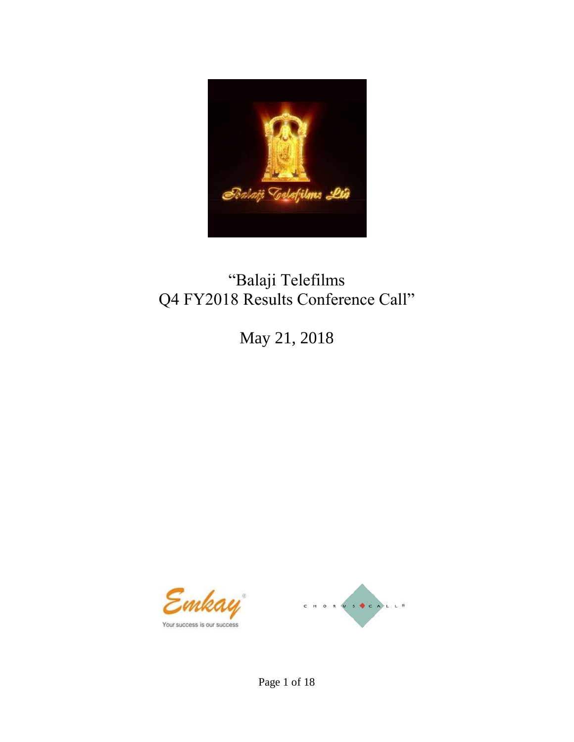# "Balaji Telefilms Q4 FY2018 Results Conference Call"

May 21, 2018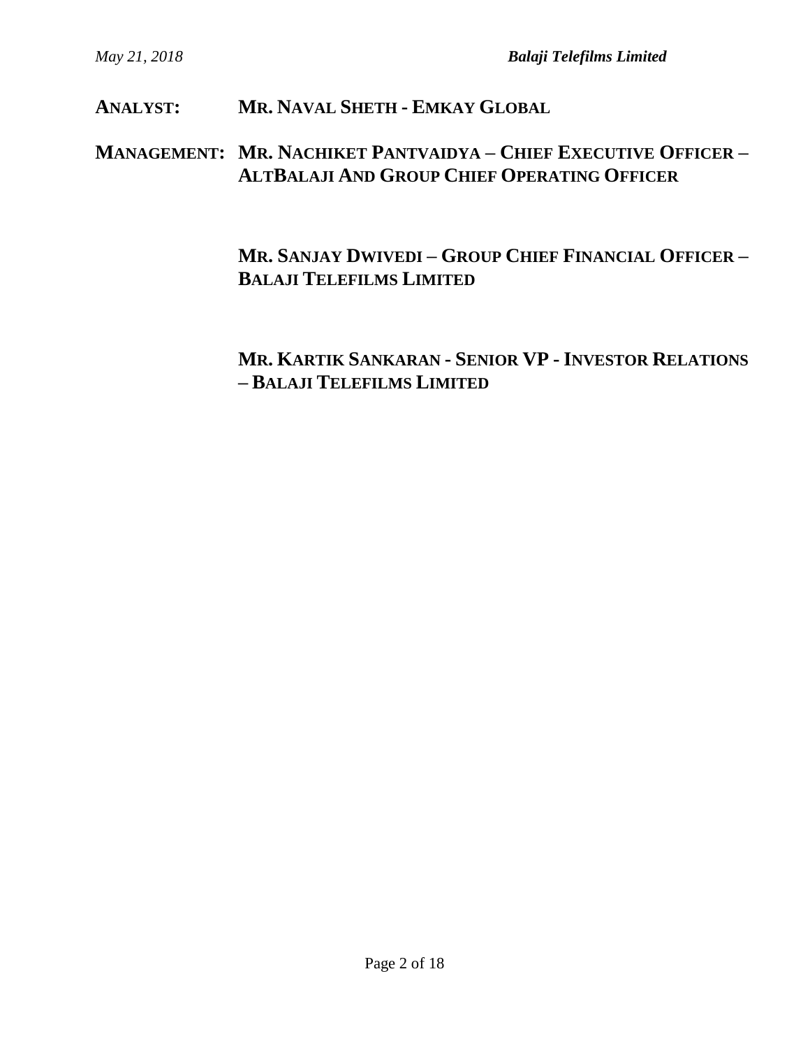**ANALYST: MR. NAVAL SHETH - EMKAY GLOBAL**

**MANAGEMENT: MR. NACHIKET PANTVAIDYA – CHIEF EXECUTIVE OFFICER – ALTBALAJI AND GROUP CHIEF OPERATING OFFICER**

**MR. SANJAY DWIVEDI – GROUP CHIEF FINANCIAL OFFICER – BALAJI TELEFILMS LIMITED**

**MR. KARTIK SANKARAN - SENIOR VP - INVESTOR RELATIONS – BALAJI TELEFILMS LIMITED**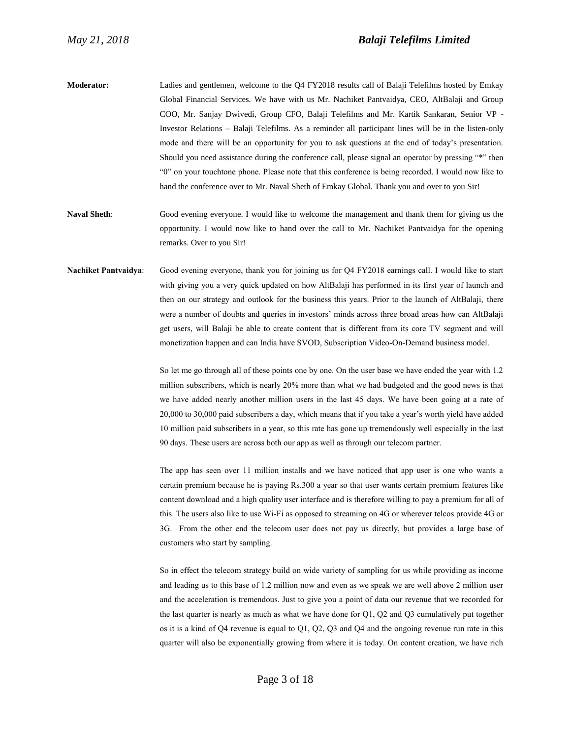**Moderator:** Ladies and gentlemen, welcome to the Q4 FY2018 results call of Balaji Telefilms hosted by Emkay Global Financial Services. We have with us Mr. Nachiket Pantvaidya, CEO, AltBalaji and Group COO, Mr. Sanjay Dwivedi, Group CFO, Balaji Telefilms and Mr. Kartik Sankaran, Senior VP - Investor Relations – Balaji Telefilms. As a reminder all participant lines will be in the listen-only mode and there will be an opportunity for you to ask questions at the end of today's presentation. Should you need assistance during the conference call, please signal an operator by pressing "*" then "0" on your touchtone phone. Please note that this conference is being recorded. I would now like to hand the conference over to Mr. Naval Sheth of Emkay Global. Thank you and over to you Sir!

**Naval Sheth**: Good evening everyone. I would like to welcome the management and thank them for giving us the opportunity. I would now like to hand over the call to Mr. Nachiket Pantvaidya for the opening remarks. Over to you Sir!

**Nachiket Pantvaidya**: Good evening everyone, thank you for joining us for Q4 FY2018 earnings call. I would like to start with giving you a very quick updated on how AltBalaji has performed in its first year of launch and then on our strategy and outlook for the business this years. Prior to the launch of AltBalaji, there were a number of doubts and queries in investors' minds across three broad areas how can AltBalaji get users, will Balaji be able to create content that is different from its core TV segment and will monetization happen and can India have SVOD, Subscription Video-On-Demand business model.

So let me go through all of these points one by one. On the user base we have ended the year with 1.2 million subscribers, which is nearly 20% more than what we had budgeted and the good news is that we have added nearly another million users in the last 45 days. We have been going at a rate of 20,000 to 30,000 paid subscribers a day, which means that if you take a year's worth yield have added 10 million paid subscribers in a year, so this rate has gone up tremendously well especially in the last 90 days. These users are across both our app as well as through our telecom partner.

The app has seen over 11 million installs and we have noticed that app user is one who wants a certain premium because he is paying Rs.300 a year so that user wants certain premium features like content download and a high quality user interface and is therefore willing to pay a premium for all of this. The users also like to use Wi-Fi as opposed to streaming on 4G or wherever telcos provide 4G or 3G. From the other end the telecom user does not pay us directly, but provides a large base of customers who start by sampling.

So in effect the telecom strategy build on wide variety of sampling for us while providing as income and leading us to this base of 1.2 million now and even as we speak we are well above 2 million user and the acceleration is tremendous. Just to give you a point of data our revenue that we recorded for the last quarter is nearly as much as what we have done for Q1, Q2 and Q3 cumulatively put together os it is a kind of Q4 revenue is equal to Q1, Q2, Q3 and Q4 and the ongoing revenue run rate in this quarter will also be exponentially growing from where it is today. On content creation, we have rich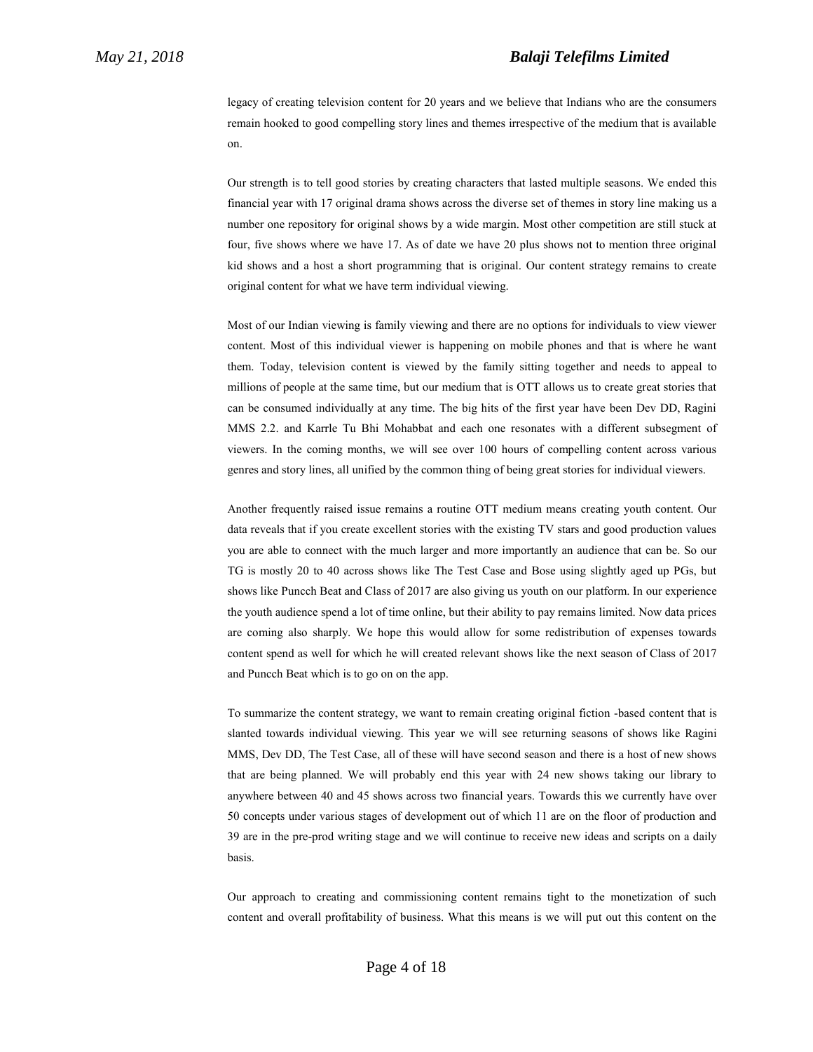legacy of creating television content for 20 years and we believe that Indians who are the consumers remain hooked to good compelling story lines and themes irrespective of the medium that is available on.

Our strength is to tell good stories by creating characters that lasted multiple seasons. We ended this financial year with 17 original drama shows across the diverse set of themes in story line making us a number one repository for original shows by a wide margin. Most other competition are still stuck at four, five shows where we have 17. As of date we have 20 plus shows not to mention three original kid shows and a host a short programming that is original. Our content strategy remains to create original content for what we have term individual viewing.

Most of our Indian viewing is family viewing and there are no options for individuals to view viewer content. Most of this individual viewer is happening on mobile phones and that is where he want them. Today, television content is viewed by the family sitting together and needs to appeal to millions of people at the same time, but our medium that is OTT allows us to create great stories that can be consumed individually at any time. The big hits of the first year have been Dev DD, Ragini MMS 2.2. and Karrle Tu Bhi Mohabbat and each one resonates with a different subsegment of viewers. In the coming months, we will see over 100 hours of compelling content across various genres and story lines, all unified by the common thing of being great stories for individual viewers.

Another frequently raised issue remains a routine OTT medium means creating youth content. Our data reveals that if you create excellent stories with the existing TV stars and good production values you are able to connect with the much larger and more importantly an audience that can be. So our TG is mostly 20 to 40 across shows like The Test Case and Bose using slightly aged up PGs, but shows like Puncch Beat and Class of 2017 are also giving us youth on our platform. In our experience the youth audience spend a lot of time online, but their ability to pay remains limited. Now data prices are coming also sharply. We hope this would allow for some redistribution of expenses towards content spend as well for which he will created relevant shows like the next season of Class of 2017 and Puncch Beat which is to go on on the app.

To summarize the content strategy, we want to remain creating original fiction -based content that is slanted towards individual viewing. This year we will see returning seasons of shows like Ragini MMS, Dev DD, The Test Case, all of these will have second season and there is a host of new shows that are being planned. We will probably end this year with 24 new shows taking our library to anywhere between 40 and 45 shows across two financial years. Towards this we currently have over 50 concepts under various stages of development out of which 11 are on the floor of production and 39 are in the pre-prod writing stage and we will continue to receive new ideas and scripts on a daily basis.

Our approach to creating and commissioning content remains tight to the monetization of such content and overall profitability of business. What this means is we will put out this content on the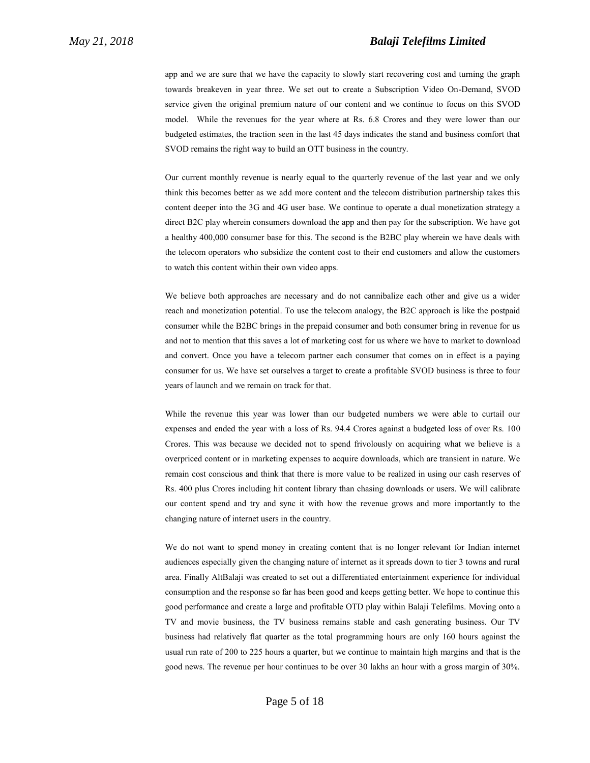app and we are sure that we have the capacity to slowly start recovering cost and turning the graph towards breakeven in year three. We set out to create a Subscription Video On-Demand, SVOD service given the original premium nature of our content and we continue to focus on this SVOD model. While the revenues for the year where at Rs. 6.8 Crores and they were lower than our budgeted estimates, the traction seen in the last 45 days indicates the stand and business comfort that SVOD remains the right way to build an OTT business in the country.

Our current monthly revenue is nearly equal to the quarterly revenue of the last year and we only think this becomes better as we add more content and the telecom distribution partnership takes this content deeper into the 3G and 4G user base. We continue to operate a dual monetization strategy a direct B2C play wherein consumers download the app and then pay for the subscription. We have got a healthy 400,000 consumer base for this. The second is the B2BC play wherein we have deals with the telecom operators who subsidize the content cost to their end customers and allow the customers to watch this content within their own video apps.

We believe both approaches are necessary and do not cannibalize each other and give us a wider reach and monetization potential. To use the telecom analogy, the B2C approach is like the postpaid consumer while the B2BC brings in the prepaid consumer and both consumer bring in revenue for us and not to mention that this saves a lot of marketing cost for us where we have to market to download and convert. Once you have a telecom partner each consumer that comes on in effect is a paying consumer for us. We have set ourselves a target to create a profitable SVOD business is three to four years of launch and we remain on track for that.

While the revenue this year was lower than our budgeted numbers we were able to curtail our expenses and ended the year with a loss of Rs. 94.4 Crores against a budgeted loss of over Rs. 100 Crores. This was because we decided not to spend frivolously on acquiring what we believe is a overpriced content or in marketing expenses to acquire downloads, which are transient in nature. We remain cost conscious and think that there is more value to be realized in using our cash reserves of Rs. 400 plus Crores including hit content library than chasing downloads or users. We will calibrate our content spend and try and sync it with how the revenue grows and more importantly to the changing nature of internet users in the country.

We do not want to spend money in creating content that is no longer relevant for Indian internet audiences especially given the changing nature of internet as it spreads down to tier 3 towns and rural area. Finally AltBalaji was created to set out a differentiated entertainment experience for individual consumption and the response so far has been good and keeps getting better. We hope to continue this good performance and create a large and profitable OTD play within Balaji Telefilms. Moving onto a TV and movie business, the TV business remains stable and cash generating business. Our TV business had relatively flat quarter as the total programming hours are only 160 hours against the usual run rate of 200 to 225 hours a quarter, but we continue to maintain high margins and that is the good news. The revenue per hour continues to be over 30 lakhs an hour with a gross margin of 30%.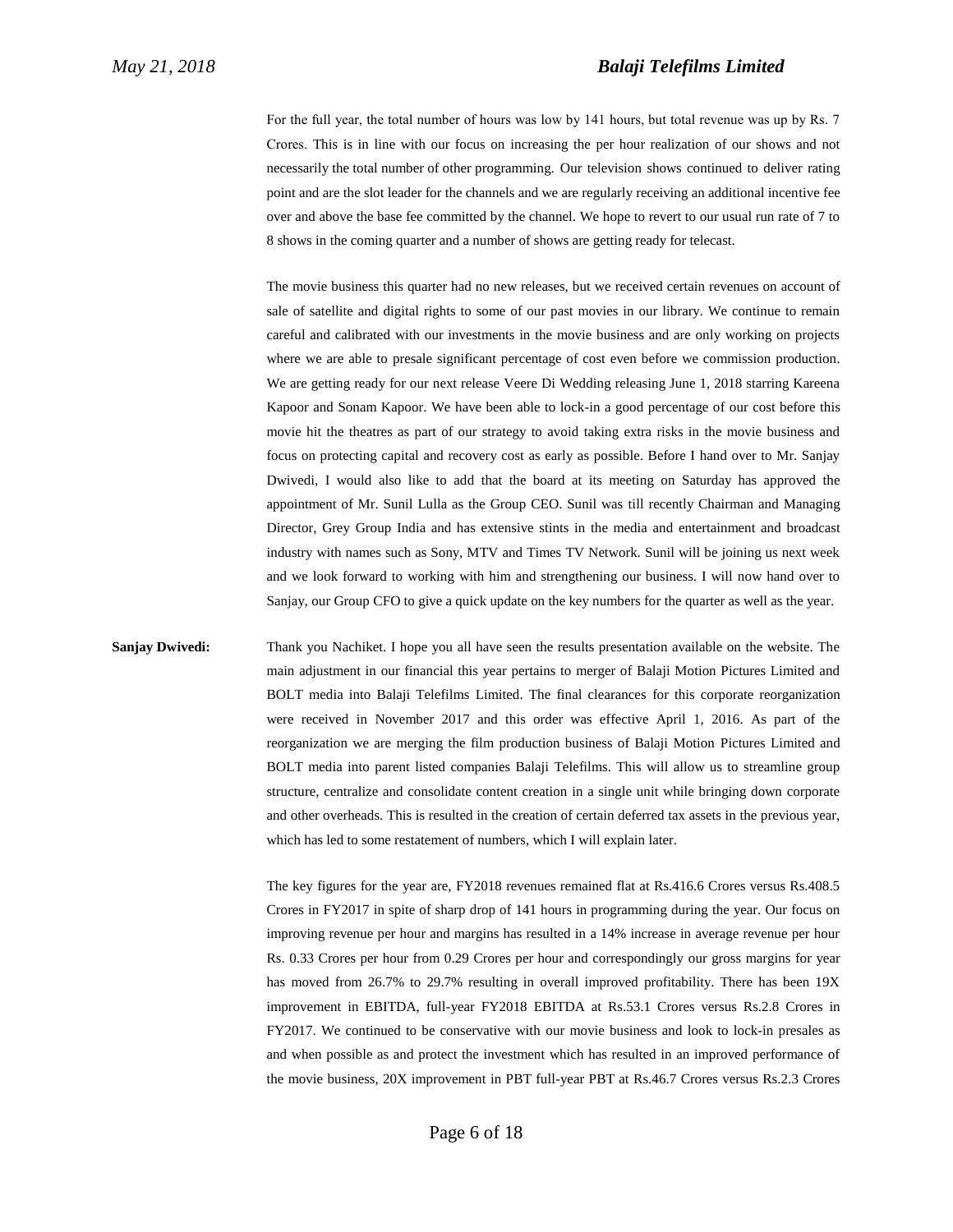For the full year, the total number of hours was low by 141 hours, but total revenue was up by Rs. 7 Crores. This is in line with our focus on increasing the per hour realization of our shows and not necessarily the total number of other programming. Our television shows continued to deliver rating point and are the slot leader for the channels and we are regularly receiving an additional incentive fee over and above the base fee committed by the channel. We hope to revert to our usual run rate of 7 to 8 shows in the coming quarter and a number of shows are getting ready for telecast.

The movie business this quarter had no new releases, but we received certain revenues on account of sale of satellite and digital rights to some of our past movies in our library. We continue to remain careful and calibrated with our investments in the movie business and are only working on projects where we are able to presale significant percentage of cost even before we commission production. We are getting ready for our next release Veere Di Wedding releasing June 1, 2018 starring Kareena Kapoor and Sonam Kapoor. We have been able to lock-in a good percentage of our cost before this movie hit the theatres as part of our strategy to avoid taking extra risks in the movie business and focus on protecting capital and recovery cost as early as possible. Before I hand over to Mr. Sanjay Dwivedi, I would also like to add that the board at its meeting on Saturday has approved the appointment of Mr. Sunil Lulla as the Group CEO. Sunil was till recently Chairman and Managing Director, Grey Group India and has extensive stints in the media and entertainment and broadcast industry with names such as Sony, MTV and Times TV Network. Sunil will be joining us next week and we look forward to working with him and strengthening our business. I will now hand over to Sanjay, our Group CFO to give a quick update on the key numbers for the quarter as well as the year.

**Sanjay Dwivedi:** Thank you Nachiket. I hope you all have seen the results presentation available on the website. The main adjustment in our financial this year pertains to merger of Balaji Motion Pictures Limited and BOLT media into Balaji Telefilms Limited. The final clearances for this corporate reorganization were received in November 2017 and this order was effective April 1, 2016. As part of the reorganization we are merging the film production business of Balaji Motion Pictures Limited and BOLT media into parent listed companies Balaji Telefilms. This will allow us to streamline group structure, centralize and consolidate content creation in a single unit while bringing down corporate and other overheads. This is resulted in the creation of certain deferred tax assets in the previous year, which has led to some restatement of numbers, which I will explain later.

The key figures for the year are, FY2018 revenues remained flat at Rs.416.6 Crores versus Rs.408.5 Crores in FY2017 in spite of sharp drop of 141 hours in programming during the year. Our focus on improving revenue per hour and margins has resulted in a 14% increase in average revenue per hour Rs. 0.33 Crores per hour from 0.29 Crores per hour and correspondingly our gross margins for year has moved from 26.7% to 29.7% resulting in overall improved profitability. There has been 19X improvement in EBITDA, full-year FY2018 EBITDA at Rs.53.1 Crores versus Rs.2.8 Crores in FY2017. We continued to be conservative with our movie business and look to lock-in presales as and when possible as and protect the investment which has resulted in an improved performance of the movie business, 20X improvement in PBT full-year PBT at Rs.46.7 Crores versus Rs.2.3 Crores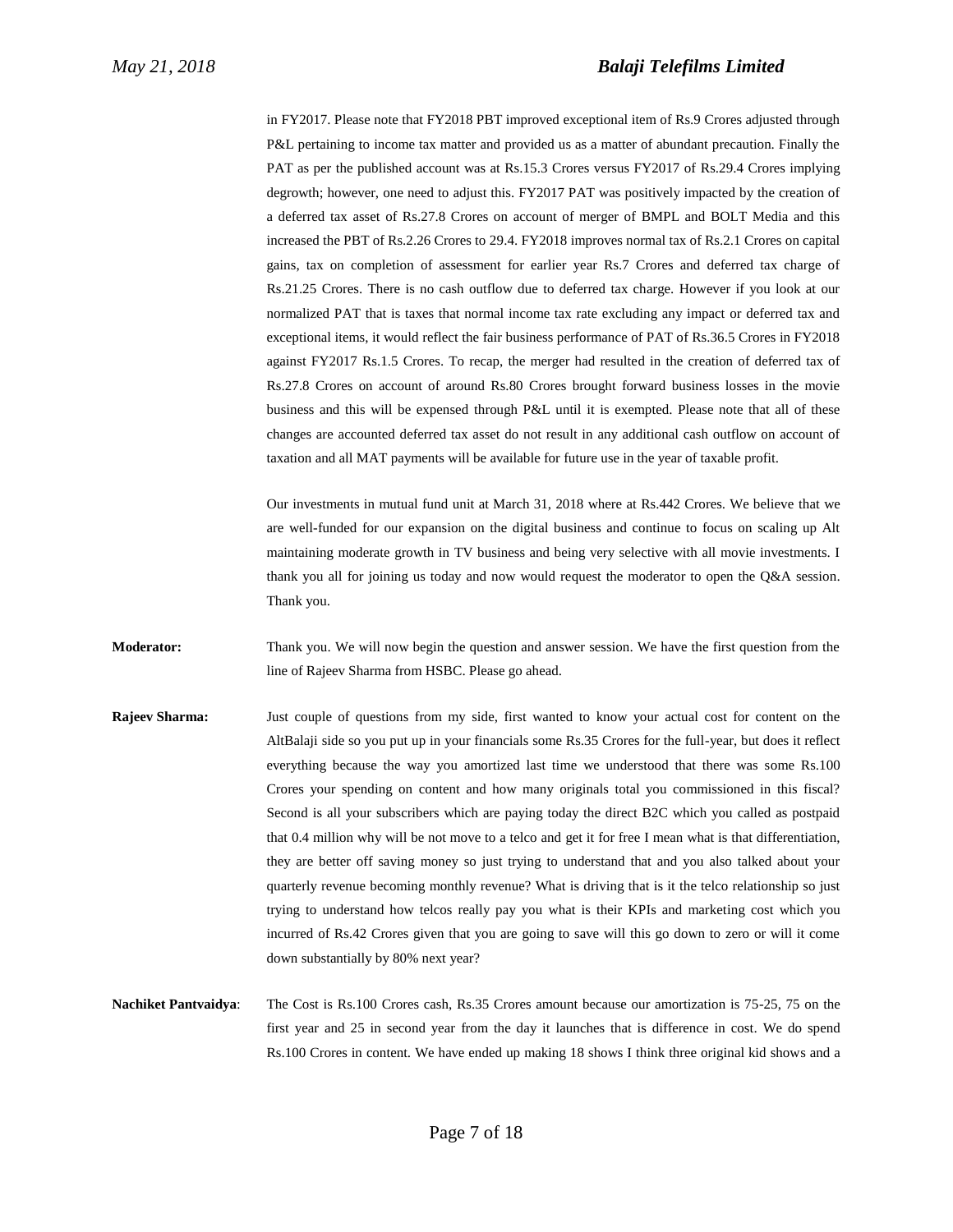in FY2017. Please note that FY2018 PBT improved exceptional item of Rs.9 Crores adjusted through P&L pertaining to income tax matter and provided us as a matter of abundant precaution. Finally the PAT as per the published account was at Rs.15.3 Crores versus FY2017 of Rs.29.4 Crores implying degrowth; however, one need to adjust this. FY2017 PAT was positively impacted by the creation of a deferred tax asset of Rs.27.8 Crores on account of merger of BMPL and BOLT Media and this increased the PBT of Rs.2.26 Crores to 29.4. FY2018 improves normal tax of Rs.2.1 Crores on capital gains, tax on completion of assessment for earlier year Rs.7 Crores and deferred tax charge of Rs.21.25 Crores. There is no cash outflow due to deferred tax charge. However if you look at our normalized PAT that is taxes that normal income tax rate excluding any impact or deferred tax and exceptional items, it would reflect the fair business performance of PAT of Rs.36.5 Crores in FY2018 against FY2017 Rs.1.5 Crores. To recap, the merger had resulted in the creation of deferred tax of Rs.27.8 Crores on account of around Rs.80 Crores brought forward business losses in the movie business and this will be expensed through P&L until it is exempted. Please note that all of these changes are accounted deferred tax asset do not result in any additional cash outflow on account of taxation and all MAT payments will be available for future use in the year of taxable profit.

Our investments in mutual fund unit at March 31, 2018 where at Rs.442 Crores. We believe that we are well-funded for our expansion on the digital business and continue to focus on scaling up Alt maintaining moderate growth in TV business and being very selective with all movie investments. I thank you all for joining us today and now would request the moderator to open the Q&A session. Thank you.

**Moderator:** Thank you. We will now begin the question and answer session. We have the first question from the line of Rajeev Sharma from HSBC. Please go ahead.

**Rajeev Sharma:** Just couple of questions from my side, first wanted to know your actual cost for content on the AltBalaji side so you put up in your financials some Rs.35 Crores for the full-year, but does it reflect everything because the way you amortized last time we understood that there was some Rs.100 Crores your spending on content and how many originals total you commissioned in this fiscal? Second is all your subscribers which are paying today the direct B2C which you called as postpaid that 0.4 million why will be not move to a telco and get it for free I mean what is that differentiation, they are better off saving money so just trying to understand that and you also talked about your quarterly revenue becoming monthly revenue? What is driving that is it the telco relationship so just trying to understand how telcos really pay you what is their KPIs and marketing cost which you incurred of Rs.42 Crores given that you are going to save will this go down to zero or will it come down substantially by 80% next year?

**Nachiket Pantvaidya**: The Cost is Rs.100 Crores cash, Rs.35 Crores amount because our amortization is 75-25, 75 on the first year and 25 in second year from the day it launches that is difference in cost. We do spend Rs.100 Crores in content. We have ended up making 18 shows I think three original kid shows and a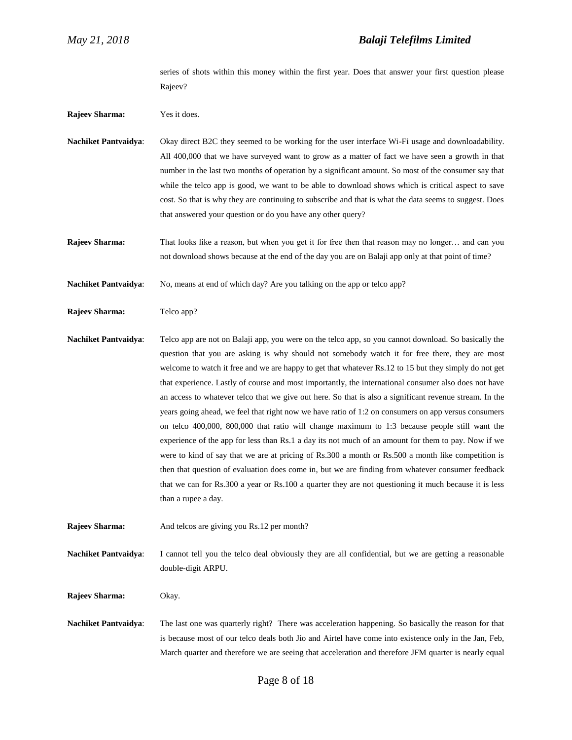series of shots within this money within the first year. Does that answer your first question please Rajeev?

**Rajeev Sharma:** Yes it does.

**Nachiket Pantvaidya**: Okay direct B2C they seemed to be working for the user interface Wi-Fi usage and downloadability. All 400,000 that we have surveyed want to grow as a matter of fact we have seen a growth in that number in the last two months of operation by a significant amount. So most of the consumer say that while the telco app is good, we want to be able to download shows which is critical aspect to save cost. So that is why they are continuing to subscribe and that is what the data seems to suggest. Does that answered your question or do you have any other query?

**Rajeev Sharma:** That looks like a reason, but when you get it for free then that reason may no longer… and can you not download shows because at the end of the day you are on Balaji app only at that point of time?

**Nachiket Pantvaidya**: No, means at end of which day? Are you talking on the app or telco app?

**Rajeev Sharma:** Telco app?

**Nachiket Pantvaidya**: Telco app are not on Balaji app, you were on the telco app, so you cannot download. So basically the question that you are asking is why should not somebody watch it for free there, they are most welcome to watch it free and we are happy to get that whatever Rs.12 to 15 but they simply do not get that experience. Lastly of course and most importantly, the international consumer also does not have an access to whatever telco that we give out here. So that is also a significant revenue stream. In the years going ahead, we feel that right now we have ratio of 1:2 on consumers on app versus consumers on telco 400,000, 800,000 that ratio will change maximum to 1:3 because people still want the experience of the app for less than Rs.1 a day its not much of an amount for them to pay. Now if we were to kind of say that we are at pricing of Rs.300 a month or Rs.500 a month like competition is then that question of evaluation does come in, but we are finding from whatever consumer feedback that we can for Rs.300 a year or Rs.100 a quarter they are not questioning it much because it is less than a rupee a day.

**Rajeev Sharma:** And telcos are giving you Rs.12 per month?

**Nachiket Pantvaidya**: I cannot tell you the telco deal obviously they are all confidential, but we are getting a reasonable double-digit ARPU.

**Rajeev Sharma:** Okay.

**Nachiket Pantvaidya**: The last one was quarterly right? There was acceleration happening. So basically the reason for that is because most of our telco deals both Jio and Airtel have come into existence only in the Jan, Feb, March quarter and therefore we are seeing that acceleration and therefore JFM quarter is nearly equal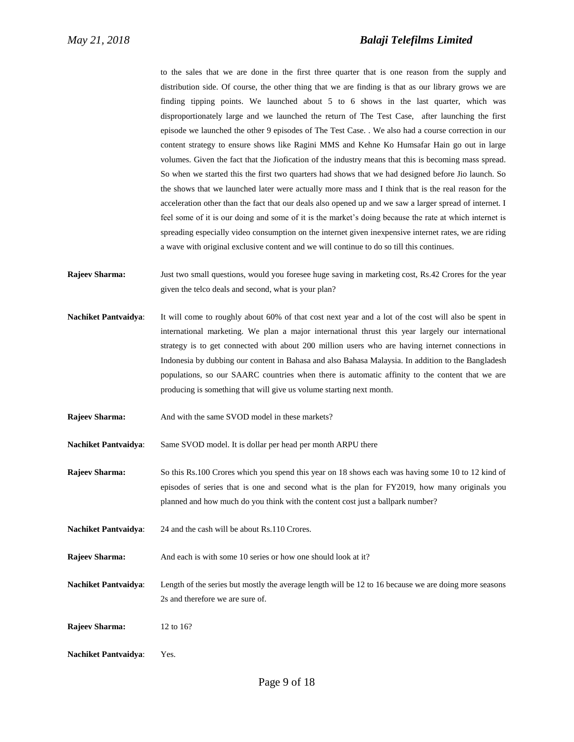to the sales that we are done in the first three quarter that is one reason from the supply and distribution side. Of course, the other thing that we are finding is that as our library grows we are finding tipping points. We launched about 5 to 6 shows in the last quarter, which was disproportionately large and we launched the return of The Test Case, after launching the first episode we launched the other 9 episodes of The Test Case. . We also had a course correction in our content strategy to ensure shows like Ragini MMS and Kehne Ko Humsafar Hain go out in large volumes. Given the fact that the Jiofication of the industry means that this is becoming mass spread. So when we started this the first two quarters had shows that we had designed before Jio launch. So the shows that we launched later were actually more mass and I think that is the real reason for the acceleration other than the fact that our deals also opened up and we saw a larger spread of internet. I feel some of it is our doing and some of it is the market's doing because the rate at which internet is spreading especially video consumption on the internet given inexpensive internet rates, we are riding a wave with original exclusive content and we will continue to do so till this continues.

**Rajeev Sharma:** Just two small questions, would you foresee huge saving in marketing cost, Rs.42 Crores for the year given the telco deals and second, what is your plan?

**Nachiket Pantvaidya**: It will come to roughly about 60% of that cost next year and a lot of the cost will also be spent in international marketing. We plan a major international thrust this year largely our international strategy is to get connected with about 200 million users who are having internet connections in Indonesia by dubbing our content in Bahasa and also Bahasa Malaysia. In addition to the Bangladesh populations, so our SAARC countries when there is automatic affinity to the content that we are producing is something that will give us volume starting next month.

**Rajeev Sharma:** And with the same SVOD model in these markets?

**Nachiket Pantvaidya**: Same SVOD model. It is dollar per head per month ARPU there

**Rajeev Sharma:** So this Rs.100 Crores which you spend this year on 18 shows each was having some 10 to 12 kind of episodes of series that is one and second what is the plan for FY2019, how many originals you planned and how much do you think with the content cost just a ballpark number?

**Nachiket Pantvaidya**: 24 and the cash will be about Rs.110 Crores.

**Rajeev Sharma:** And each is with some 10 series or how one should look at it?

**Nachiket Pantvaidya**: Length of the series but mostly the average length will be 12 to 16 because we are doing more seasons 2s and therefore we are sure of.

**Rajeev Sharma:** 12 to 16?

**Nachiket Pantvaidya**: Yes.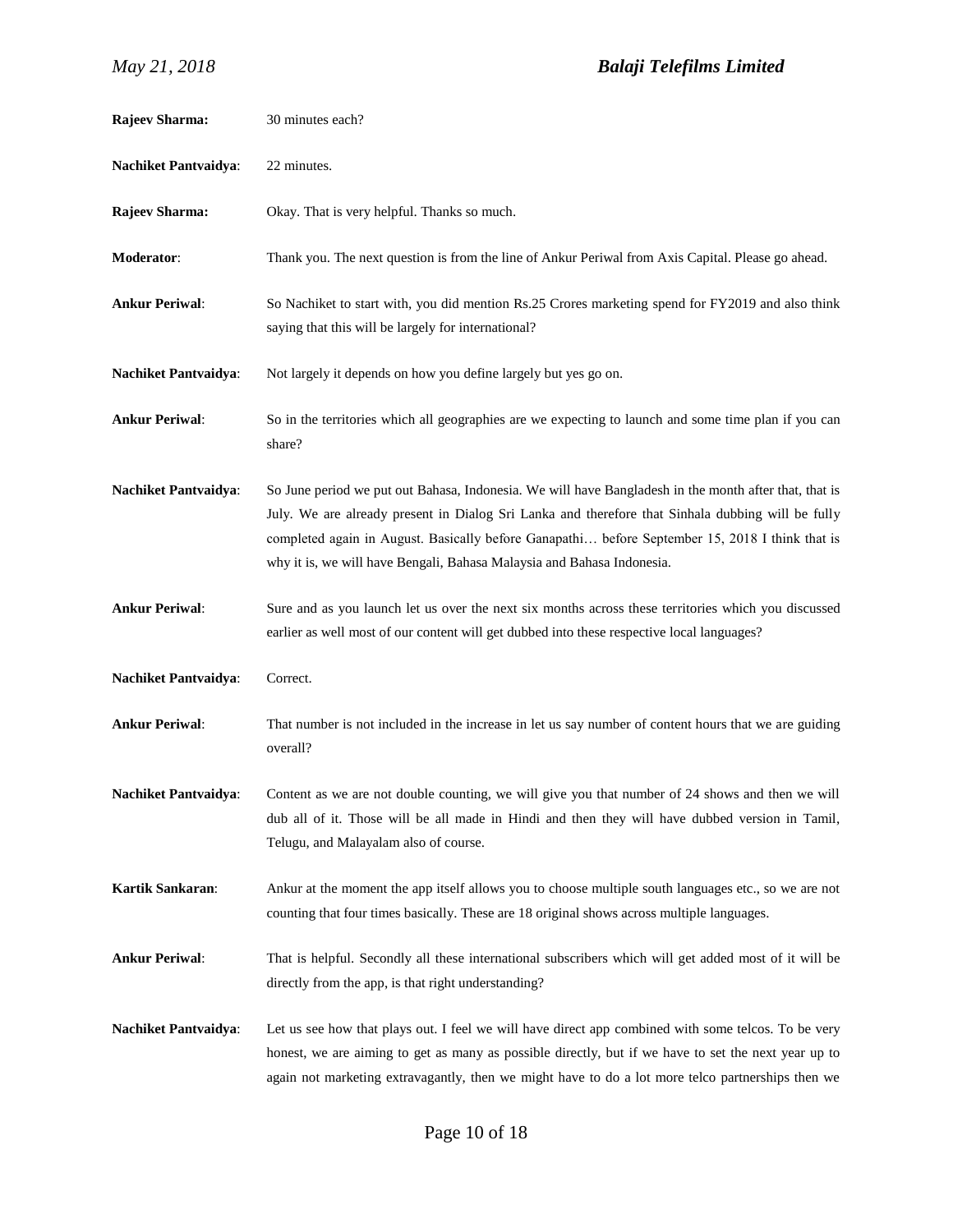**Rajeev Sharma:** 30 minutes each?

**Nachiket Pantvaidya**: 22 minutes.

**Rajeev Sharma:** Okay. That is very helpful. Thanks so much.

**Moderator**: Thank you. The next question is from the line of Ankur Periwal from Axis Capital. Please go ahead.

**Ankur Periwal**: So Nachiket to start with, you did mention Rs.25 Crores marketing spend for FY2019 and also think saying that this will be largely for international?

**Nachiket Pantvaidya**: Not largely it depends on how you define largely but yes go on.

**Ankur Periwal**: So in the territories which all geographies are we expecting to launch and some time plan if you can share?

**Nachiket Pantvaidya**: So June period we put out Bahasa, Indonesia. We will have Bangladesh in the month after that, that is July. We are already present in Dialog Sri Lanka and therefore that Sinhala dubbing will be fully completed again in August. Basically before Ganapathi… before September 15, 2018 I think that is why it is, we will have Bengali, Bahasa Malaysia and Bahasa Indonesia.

**Ankur Periwal**: Sure and as you launch let us over the next six months across these territories which you discussed earlier as well most of our content will get dubbed into these respective local languages?

**Nachiket Pantvaidya**: Correct.

**Ankur Periwal**: That number is not included in the increase in let us say number of content hours that we are guiding overall?

**Nachiket Pantvaidya**: Content as we are not double counting, we will give you that number of 24 shows and then we will dub all of it. Those will be all made in Hindi and then they will have dubbed version in Tamil, Telugu, and Malayalam also of course.

**Kartik Sankaran**: Ankur at the moment the app itself allows you to choose multiple south languages etc., so we are not counting that four times basically. These are 18 original shows across multiple languages.

**Ankur Periwal**: That is helpful. Secondly all these international subscribers which will get added most of it will be directly from the app, is that right understanding?

**Nachiket Pantvaidya**: Let us see how that plays out. I feel we will have direct app combined with some telcos. To be very honest, we are aiming to get as many as possible directly, but if we have to set the next year up to again not marketing extravagantly, then we might have to do a lot more telco partnerships then we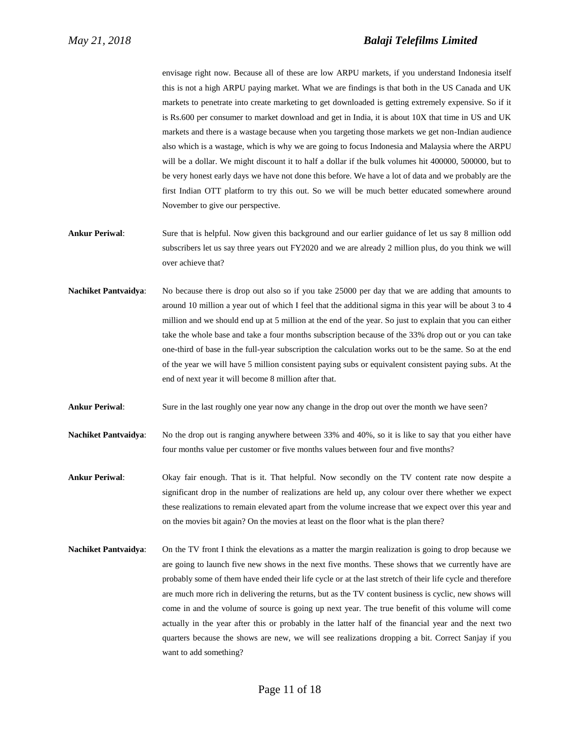envisage right now. Because all of these are low ARPU markets, if you understand Indonesia itself this is not a high ARPU paying market. What we are findings is that both in the US Canada and UK markets to penetrate into create marketing to get downloaded is getting extremely expensive. So if it is Rs.600 per consumer to market download and get in India, it is about 10X that time in US and UK markets and there is a wastage because when you targeting those markets we get non-Indian audience also which is a wastage, which is why we are going to focus Indonesia and Malaysia where the ARPU will be a dollar. We might discount it to half a dollar if the bulk volumes hit 400000, 500000, but to be very honest early days we have not done this before. We have a lot of data and we probably are the first Indian OTT platform to try this out. So we will be much better educated somewhere around November to give our perspective.

**Ankur Periwal**: Sure that is helpful. Now given this background and our earlier guidance of let us say 8 million odd subscribers let us say three years out FY2020 and we are already 2 million plus, do you think we will over achieve that?

**Nachiket Pantvaidya**: No because there is drop out also so if you take 25000 per day that we are adding that amounts to around 10 million a year out of which I feel that the additional sigma in this year will be about 3 to 4 million and we should end up at 5 million at the end of the year. So just to explain that you can either take the whole base and take a four months subscription because of the 33% drop out or you can take one-third of base in the full-year subscription the calculation works out to be the same. So at the end of the year we will have 5 million consistent paying subs or equivalent consistent paying subs. At the end of next year it will become 8 million after that.

**Ankur Periwal**: Sure in the last roughly one year now any change in the drop out over the month we have seen?

**Nachiket Pantvaidya**: No the drop out is ranging anywhere between 33% and 40%, so it is like to say that you either have four months value per customer or five months values between four and five months?

**Ankur Periwal**: Okay fair enough. That is it. That helpful. Now secondly on the TV content rate now despite a significant drop in the number of realizations are held up, any colour over there whether we expect these realizations to remain elevated apart from the volume increase that we expect over this year and on the movies bit again? On the movies at least on the floor what is the plan there?

**Nachiket Pantvaidya**: On the TV front I think the elevations as a matter the margin realization is going to drop because we are going to launch five new shows in the next five months. These shows that we currently have are probably some of them have ended their life cycle or at the last stretch of their life cycle and therefore are much more rich in delivering the returns, but as the TV content business is cyclic, new shows will come in and the volume of source is going up next year. The true benefit of this volume will come actually in the year after this or probably in the latter half of the financial year and the next two quarters because the shows are new, we will see realizations dropping a bit. Correct Sanjay if you want to add something?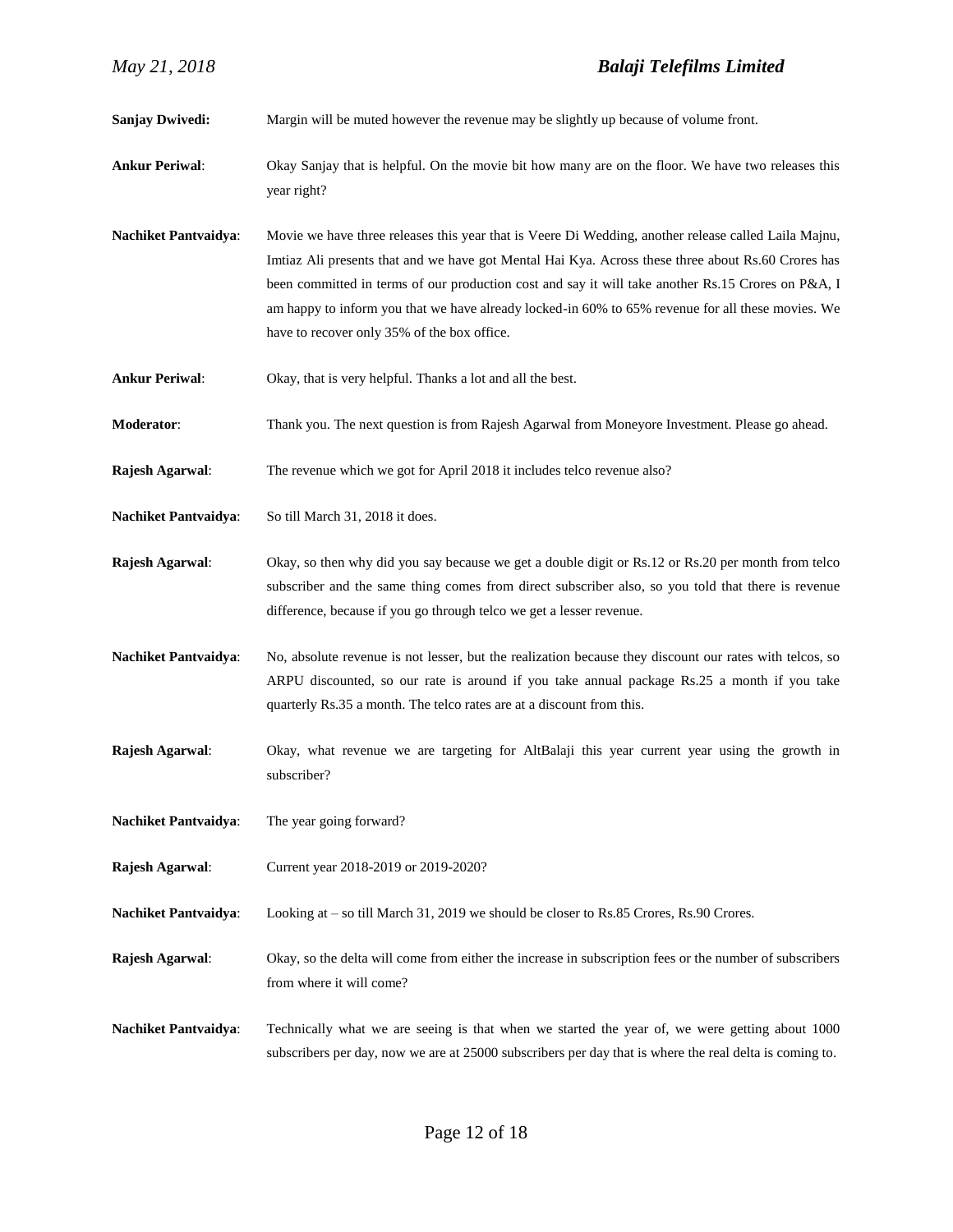**Sanjay Dwivedi:** Margin will be muted however the revenue may be slightly up because of volume front.

**Ankur Periwal**: Okay Sanjay that is helpful. On the movie bit how many are on the floor. We have two releases this year right?

**Nachiket Pantvaidya**: Movie we have three releases this year that is Veere Di Wedding, another release called Laila Majnu, Imtiaz Ali presents that and we have got Mental Hai Kya. Across these three about Rs.60 Crores has been committed in terms of our production cost and say it will take another Rs.15 Crores on P&A, I am happy to inform you that we have already locked-in 60% to 65% revenue for all these movies. We have to recover only 35% of the box office.

**Ankur Periwal**: Okay, that is very helpful. Thanks a lot and all the best.

**Moderator**: Thank you. The next question is from Rajesh Agarwal from Moneyore Investment. Please go ahead.

**Rajesh Agarwal**: The revenue which we got for April 2018 it includes telco revenue also?

**Nachiket Pantvaidya**: So till March 31, 2018 it does.

**Rajesh Agarwal**: Okay, so then why did you say because we get a double digit or Rs.12 or Rs.20 per month from telco subscriber and the same thing comes from direct subscriber also, so you told that there is revenue difference, because if you go through telco we get a lesser revenue.

**Nachiket Pantvaidya**: No, absolute revenue is not lesser, but the realization because they discount our rates with telcos, so ARPU discounted, so our rate is around if you take annual package Rs.25 a month if you take quarterly Rs.35 a month. The telco rates are at a discount from this.

**Rajesh Agarwal**: Okay, what revenue we are targeting for AltBalaji this year current year using the growth in subscriber?

**Nachiket Pantvaidya**: The year going forward?

**Rajesh Agarwal**: Current year 2018-2019 or 2019-2020?

**Nachiket Pantvaidya**: Looking at – so till March 31, 2019 we should be closer to Rs.85 Crores, Rs.90 Crores.

**Rajesh Agarwal**: Okay, so the delta will come from either the increase in subscription fees or the number of subscribers from where it will come?

**Nachiket Pantvaidya**: Technically what we are seeing is that when we started the year of, we were getting about 1000 subscribers per day, now we are at 25000 subscribers per day that is where the real delta is coming to.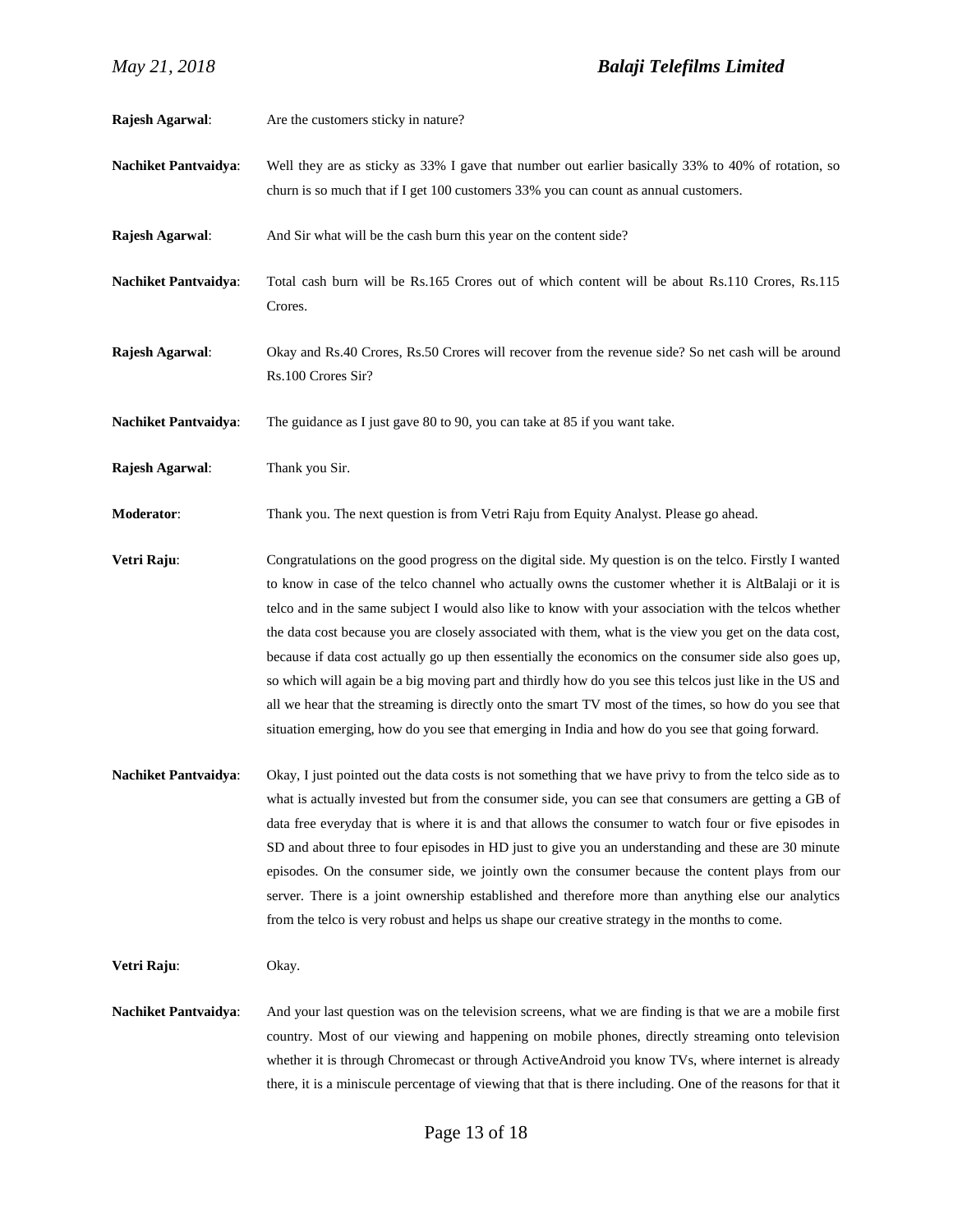**Rajesh Agarwal**: Are the customers sticky in nature?

**Nachiket Pantvaidya**: Well they are as sticky as 33% I gave that number out earlier basically 33% to 40% of rotation, so churn is so much that if I get 100 customers 33% you can count as annual customers.

**Rajesh Agarwal**: And Sir what will be the cash burn this year on the content side?

**Nachiket Pantvaidya**: Total cash burn will be Rs.165 Crores out of which content will be about Rs.110 Crores, Rs.115 Crores.

**Rajesh Agarwal**: Okay and Rs.40 Crores, Rs.50 Crores will recover from the revenue side? So net cash will be around Rs.100 Crores Sir?

**Nachiket Pantvaidya**: The guidance as I just gave 80 to 90, you can take at 85 if you want take.

**Rajesh Agarwal**: Thank you Sir.

**Moderator**: Thank you. The next question is from Vetri Raju from Equity Analyst. Please go ahead.

**Vetri Raju**: Congratulations on the good progress on the digital side. My question is on the telco. Firstly I wanted to know in case of the telco channel who actually owns the customer whether it is AltBalaji or it is telco and in the same subject I would also like to know with your association with the telcos whether the data cost because you are closely associated with them, what is the view you get on the data cost, because if data cost actually go up then essentially the economics on the consumer side also goes up, so which will again be a big moving part and thirdly how do you see this telcos just like in the US and all we hear that the streaming is directly onto the smart TV most of the times, so how do you see that situation emerging, how do you see that emerging in India and how do you see that going forward.

**Nachiket Pantvaidya**: Okay, I just pointed out the data costs is not something that we have privy to from the telco side as to what is actually invested but from the consumer side, you can see that consumers are getting a GB of data free everyday that is where it is and that allows the consumer to watch four or five episodes in SD and about three to four episodes in HD just to give you an understanding and these are 30 minute episodes. On the consumer side, we jointly own the consumer because the content plays from our server. There is a joint ownership established and therefore more than anything else our analytics from the telco is very robust and helps us shape our creative strategy in the months to come.

**Vetri Raju**: Okay.

**Nachiket Pantvaidya**: And your last question was on the television screens, what we are finding is that we are a mobile first country. Most of our viewing and happening on mobile phones, directly streaming onto television whether it is through Chromecast or through ActiveAndroid you know TVs, where internet is already there, it is a miniscule percentage of viewing that that is there including. One of the reasons for that it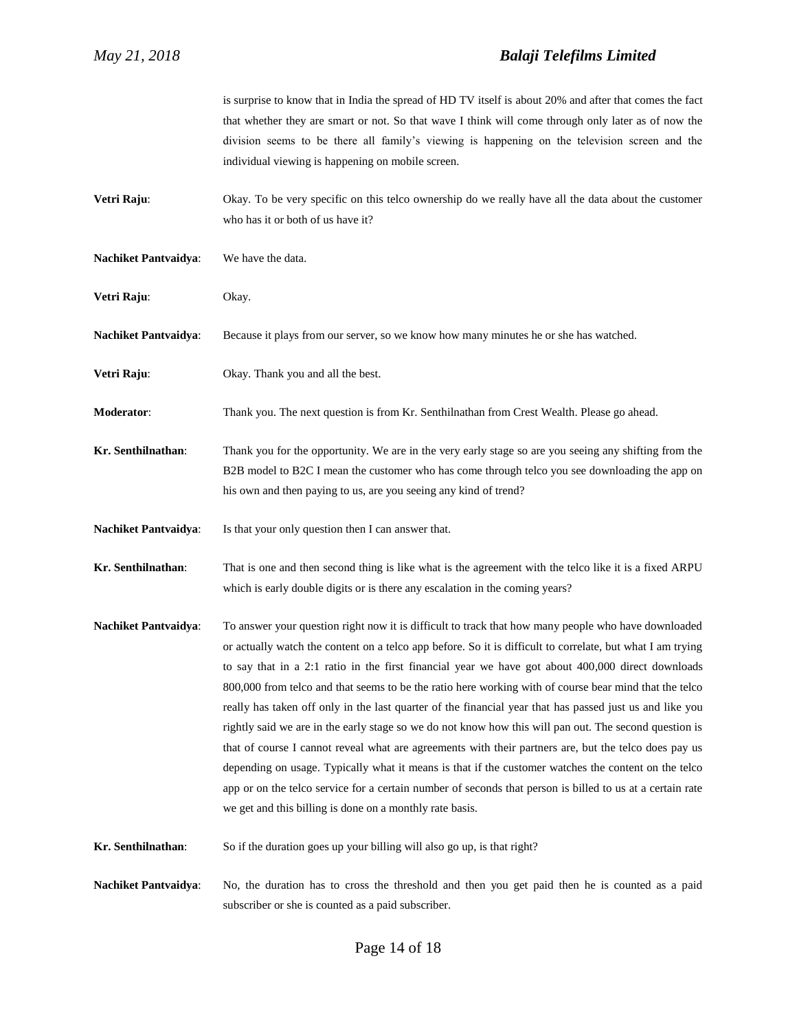is surprise to know that in India the spread of HD TV itself is about 20% and after that comes the fact that whether they are smart or not. So that wave I think will come through only later as of now the division seems to be there all family's viewing is happening on the television screen and the individual viewing is happening on mobile screen.

**Vetri Raju**: Okay. To be very specific on this telco ownership do we really have all the data about the customer who has it or both of us have it?

**Nachiket Pantvaidya**: We have the data.

**Vetri Raju**: Okay.

**Nachiket Pantvaidya**: Because it plays from our server, so we know how many minutes he or she has watched.

**Vetri Raju**: Okay. Thank you and all the best.

**Moderator**: Thank you. The next question is from Kr. Senthilnathan from Crest Wealth. Please go ahead.

**Kr. Senthilnathan**: Thank you for the opportunity. We are in the very early stage so are you seeing any shifting from the B2B model to B2C I mean the customer who has come through telco you see downloading the app on his own and then paying to us, are you seeing any kind of trend?

**Nachiket Pantvaidya**: Is that your only question then I can answer that.

**Kr. Senthilnathan**: That is one and then second thing is like what is the agreement with the telco like it is a fixed ARPU which is early double digits or is there any escalation in the coming years?

**Nachiket Pantvaidya**: To answer your question right now it is difficult to track that how many people who have downloaded or actually watch the content on a telco app before. So it is difficult to correlate, but what I am trying to say that in a 2:1 ratio in the first financial year we have got about 400,000 direct downloads 800,000 from telco and that seems to be the ratio here working with of course bear mind that the telco really has taken off only in the last quarter of the financial year that has passed just us and like you rightly said we are in the early stage so we do not know how this will pan out. The second question is that of course I cannot reveal what are agreements with their partners are, but the telco does pay us depending on usage. Typically what it means is that if the customer watches the content on the telco app or on the telco service for a certain number of seconds that person is billed to us at a certain rate we get and this billing is done on a monthly rate basis.

**Kr. Senthilnathan**: So if the duration goes up your billing will also go up, is that right?

**Nachiket Pantvaidya**: No, the duration has to cross the threshold and then you get paid then he is counted as a paid subscriber or she is counted as a paid subscriber.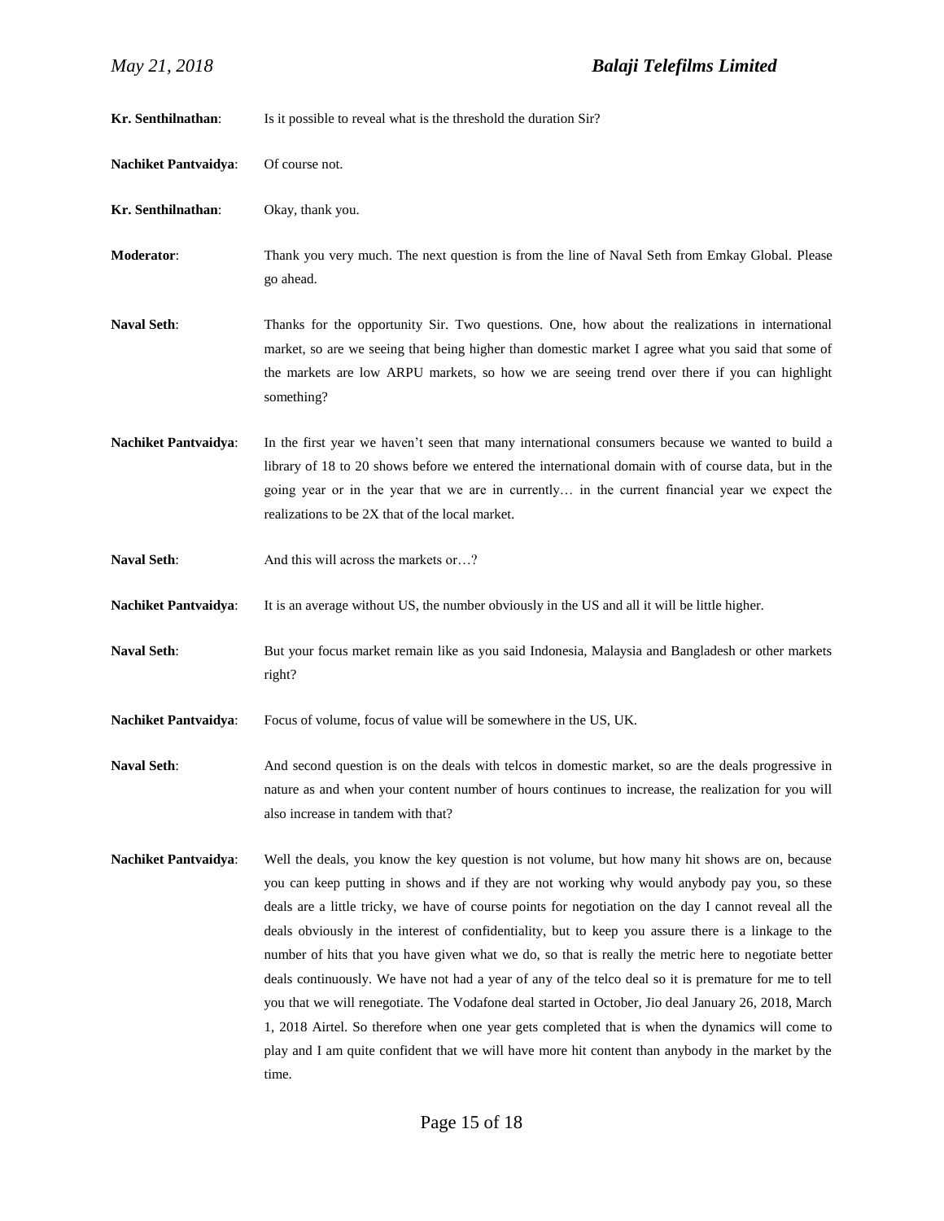**Kr. Senthilnathan**: Is it possible to reveal what is the threshold the duration Sir?

**Nachiket Pantvaidya**: Of course not.

**Kr. Senthilnathan**: Okay, thank you.

**Moderator**: Thank you very much. The next question is from the line of Naval Seth from Emkay Global. Please go ahead.

**Naval Seth**: Thanks for the opportunity Sir. Two questions. One, how about the realizations in international market, so are we seeing that being higher than domestic market I agree what you said that some of the markets are low ARPU markets, so how we are seeing trend over there if you can highlight something?

**Nachiket Pantvaidya**: In the first year we haven't seen that many international consumers because we wanted to build a library of 18 to 20 shows before we entered the international domain with of course data, but in the going year or in the year that we are in currently… in the current financial year we expect the realizations to be 2X that of the local market.

**Naval Seth**: And this will across the markets or…?

**Nachiket Pantvaidya**: It is an average without US, the number obviously in the US and all it will be little higher.

**Naval Seth**: But your focus market remain like as you said Indonesia, Malaysia and Bangladesh or other markets right?

**Nachiket Pantvaidya**: Focus of volume, focus of value will be somewhere in the US, UK.

**Naval Seth**: And second question is on the deals with telcos in domestic market, so are the deals progressive in nature as and when your content number of hours continues to increase, the realization for you will also increase in tandem with that?

**Nachiket Pantvaidya**: Well the deals, you know the key question is not volume, but how many hit shows are on, because you can keep putting in shows and if they are not working why would anybody pay you, so these deals are a little tricky, we have of course points for negotiation on the day I cannot reveal all the deals obviously in the interest of confidentiality, but to keep you assure there is a linkage to the number of hits that you have given what we do, so that is really the metric here to negotiate better deals continuously. We have not had a year of any of the telco deal so it is premature for me to tell you that we will renegotiate. The Vodafone deal started in October, Jio deal January 26, 2018, March 1, 2018 Airtel. So therefore when one year gets completed that is when the dynamics will come to play and I am quite confident that we will have more hit content than anybody in the market by the time.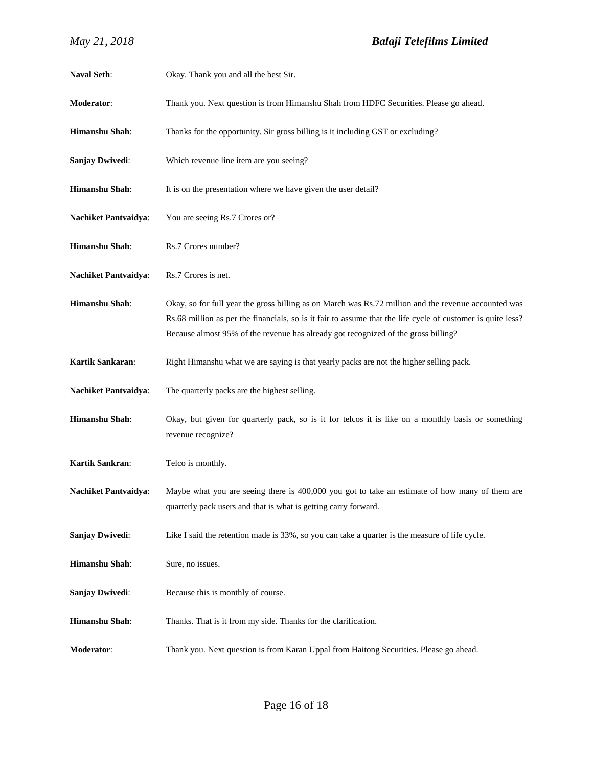**Naval Seth**: Okay. Thank you and all the best Sir.

**Moderator**: Thank you. Next question is from Himanshu Shah from HDFC Securities. Please go ahead.

**Himanshu Shah**: Thanks for the opportunity. Sir gross billing is it including GST or excluding?

**Sanjay Dwivedi**: Which revenue line item are you seeing?

**Himanshu Shah**: It is on the presentation where we have given the user detail?

**Nachiket Pantvaidya**: You are seeing Rs.7 Crores or?

**Himanshu Shah**: Rs.7 Crores number?

**Nachiket Pantvaidya**: Rs.7 Crores is net.

**Himanshu Shah**: Okay, so for full year the gross billing as on March was Rs.72 million and the revenue accounted was Rs.68 million as per the financials, so is it fair to assume that the life cycle of customer is quite less? Because almost 95% of the revenue has already got recognized of the gross billing?

**Kartik Sankaran**: Right Himanshu what we are saying is that yearly packs are not the higher selling pack.

**Nachiket Pantvaidya**: The quarterly packs are the highest selling.

**Himanshu Shah**: Okay, but given for quarterly pack, so is it for telcos it is like on a monthly basis or something revenue recognize?

**Kartik Sankran**: Telco is monthly.

**Nachiket Pantvaidya**: Maybe what you are seeing there is 400,000 you got to take an estimate of how many of them are quarterly pack users and that is what is getting carry forward.

**Sanjay Dwivedi**: Like I said the retention made is 33%, so you can take a quarter is the measure of life cycle.

**Himanshu Shah**: Sure, no issues.

**Sanjay Dwivedi**: Because this is monthly of course.

**Himanshu Shah**: Thanks. That is it from my side. Thanks for the clarification.

**Moderator**: Thank you. Next question is from Karan Uppal from Haitong Securities. Please go ahead.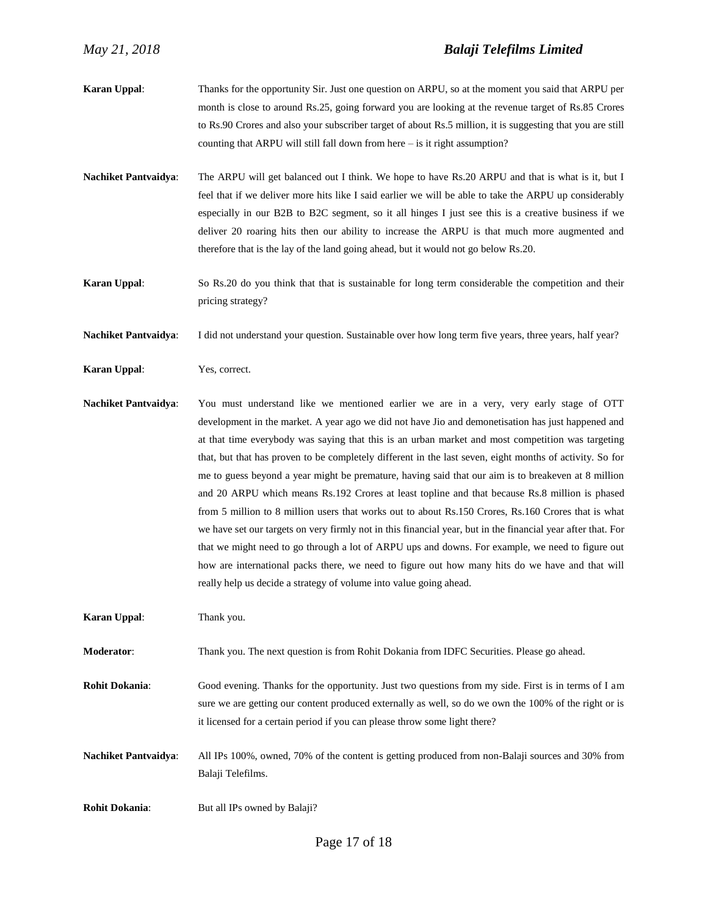**Karan Uppal**: Thanks for the opportunity Sir. Just one question on ARPU, so at the moment you said that ARPU per month is close to around Rs.25, going forward you are looking at the revenue target of Rs.85 Crores to Rs.90 Crores and also your subscriber target of about Rs.5 million, it is suggesting that you are still counting that ARPU will still fall down from here – is it right assumption?

**Nachiket Pantvaidya**: The ARPU will get balanced out I think. We hope to have Rs.20 ARPU and that is what is it, but I feel that if we deliver more hits like I said earlier we will be able to take the ARPU up considerably especially in our B2B to B2C segment, so it all hinges I just see this is a creative business if we deliver 20 roaring hits then our ability to increase the ARPU is that much more augmented and therefore that is the lay of the land going ahead, but it would not go below Rs.20.

**Karan Uppal**: So Rs.20 do you think that that is sustainable for long term considerable the competition and their pricing strategy?

**Nachiket Pantvaidya**: I did not understand your question. Sustainable over how long term five years, three years, half year?

**Karan Uppal**: Yes, correct.

**Nachiket Pantvaidya**: You must understand like we mentioned earlier we are in a very, very early stage of OTT development in the market. A year ago we did not have Jio and demonetisation has just happened and at that time everybody was saying that this is an urban market and most competition was targeting that, but that has proven to be completely different in the last seven, eight months of activity. So for me to guess beyond a year might be premature, having said that our aim is to breakeven at 8 million and 20 ARPU which means Rs.192 Crores at least topline and that because Rs.8 million is phased from 5 million to 8 million users that works out to about Rs.150 Crores, Rs.160 Crores that is what we have set our targets on very firmly not in this financial year, but in the financial year after that. For that we might need to go through a lot of ARPU ups and downs. For example, we need to figure out how are international packs there, we need to figure out how many hits do we have and that will really help us decide a strategy of volume into value going ahead.

**Karan Uppal**: Thank you.

**Moderator**: Thank you. The next question is from Rohit Dokania from IDFC Securities. Please go ahead.

**Rohit Dokania**: Good evening. Thanks for the opportunity. Just two questions from my side. First is in terms of I am sure we are getting our content produced externally as well, so do we own the 100% of the right or is it licensed for a certain period if you can please throw some light there?

**Nachiket Pantvaidya**: All IPs 100%, owned, 70% of the content is getting produced from non-Balaji sources and 30% from Balaji Telefilms.

**Rohit Dokania**: But all IPs owned by Balaji?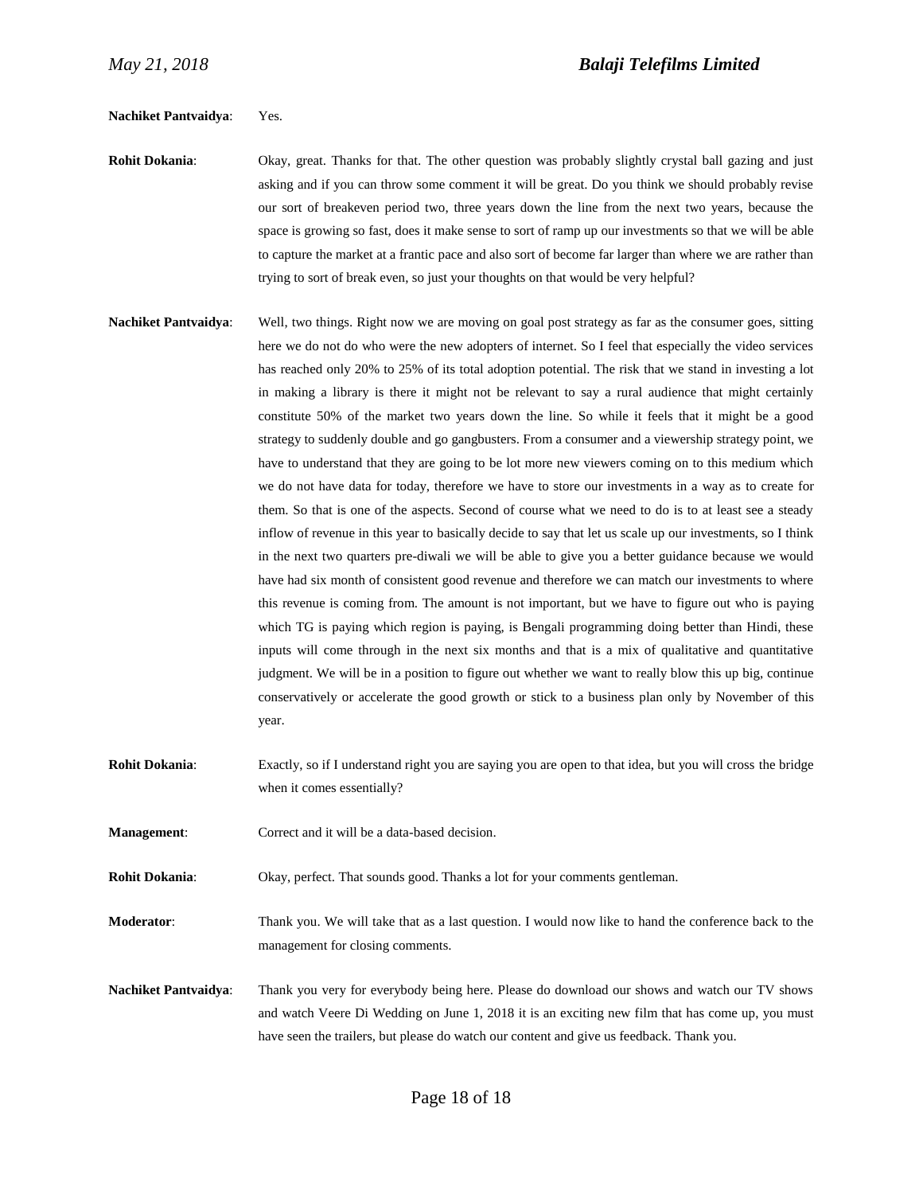**Nachiket Pantvaidya**: Yes.

**Rohit Dokania**: Okay, great. Thanks for that. The other question was probably slightly crystal ball gazing and just asking and if you can throw some comment it will be great. Do you think we should probably revise our sort of breakeven period two, three years down the line from the next two years, because the space is growing so fast, does it make sense to sort of ramp up our investments so that we will be able to capture the market at a frantic pace and also sort of become far larger than where we are rather than trying to sort of break even, so just your thoughts on that would be very helpful?

**Nachiket Pantvaidya**: Well, two things. Right now we are moving on goal post strategy as far as the consumer goes, sitting here we do not do who were the new adopters of internet. So I feel that especially the video services has reached only 20% to 25% of its total adoption potential. The risk that we stand in investing a lot in making a library is there it might not be relevant to say a rural audience that might certainly constitute 50% of the market two years down the line. So while it feels that it might be a good strategy to suddenly double and go gangbusters. From a consumer and a viewership strategy point, we have to understand that they are going to be lot more new viewers coming on to this medium which we do not have data for today, therefore we have to store our investments in a way as to create for them. So that is one of the aspects. Second of course what we need to do is to at least see a steady inflow of revenue in this year to basically decide to say that let us scale up our investments, so I think in the next two quarters pre-diwali we will be able to give you a better guidance because we would have had six month of consistent good revenue and therefore we can match our investments to where this revenue is coming from. The amount is not important, but we have to figure out who is paying which TG is paying which region is paying, is Bengali programming doing better than Hindi, these inputs will come through in the next six months and that is a mix of qualitative and quantitative judgment. We will be in a position to figure out whether we want to really blow this up big, continue conservatively or accelerate the good growth or stick to a business plan only by November of this year.

**Rohit Dokania**: Exactly, so if I understand right you are saying you are open to that idea, but you will cross the bridge when it comes essentially?

**Management**: Correct and it will be a data-based decision.

**Rohit Dokania**: Okay, perfect. That sounds good. Thanks a lot for your comments gentleman.

**Moderator**: Thank you. We will take that as a last question. I would now like to hand the conference back to the management for closing comments.

**Nachiket Pantvaidya**: Thank you very for everybody being here. Please do download our shows and watch our TV shows and watch Veere Di Wedding on June 1, 2018 it is an exciting new film that has come up, you must have seen the trailers, but please do watch our content and give us feedback. Thank you.